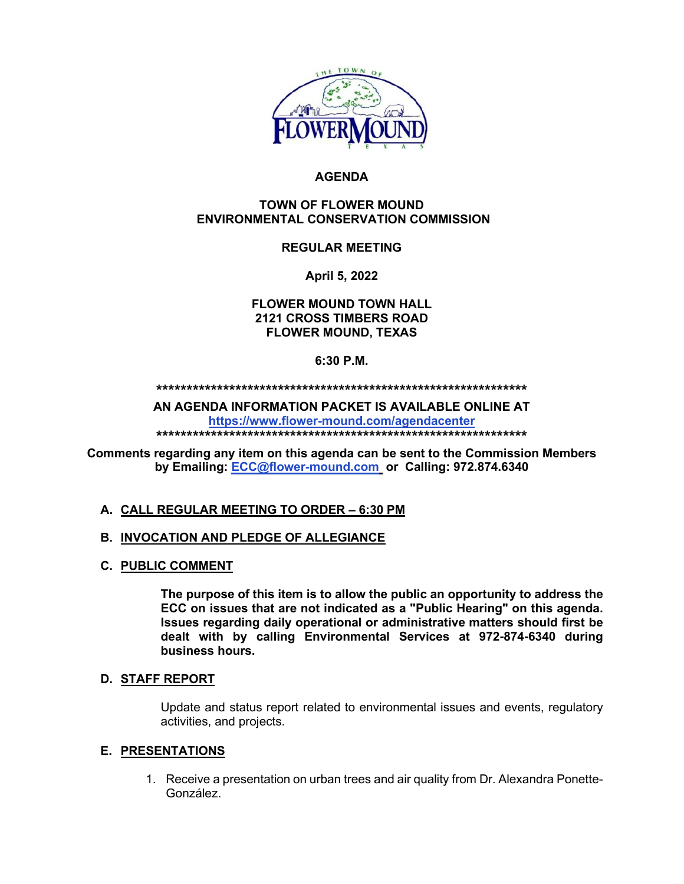# AGENDA

## TOWN OF FLOWER MOUND ENVIRONMENTAL CONSERVATION COMMISSION

## REGULAR MEETING

**April 5, 2022**

**FLOWER MOUND TOWN HALL**
**2121 CROSS TIMBERS ROAD**
**FLOWER MOUND, TEXAS**

**6:30 P.M.**

*****************************************************************

**AN AGENDA INFORMATION PACKET IS AVAILABLE ONLINE AT**
**https://www.flower-mound.com/agendacenter**

*****************************************************************

**Comments regarding any item on this agenda can be sent to the Commission Members by Emailing: ECC@flower-mound.com or Calling: 972.874.6340**

**A. CALL REGULAR MEETING TO ORDER – 6:30 PM**

**B. INVOCATION AND PLEDGE OF ALLEGIANCE**

**C. PUBLIC COMMENT**

**The purpose of this item is to allow the public an opportunity to address the ECC on issues that are not indicated as a "Public Hearing" on this agenda. Issues regarding daily operational or administrative matters should first be dealt with by calling Environmental Services at 972-874-6340 during business hours.**

**D. STAFF REPORT**

Update and status report related to environmental issues and events, regulatory activities, and projects.

**E. PRESENTATIONS**

1. Receive a presentation on urban trees and air quality from Dr. Alexandra Ponette-González.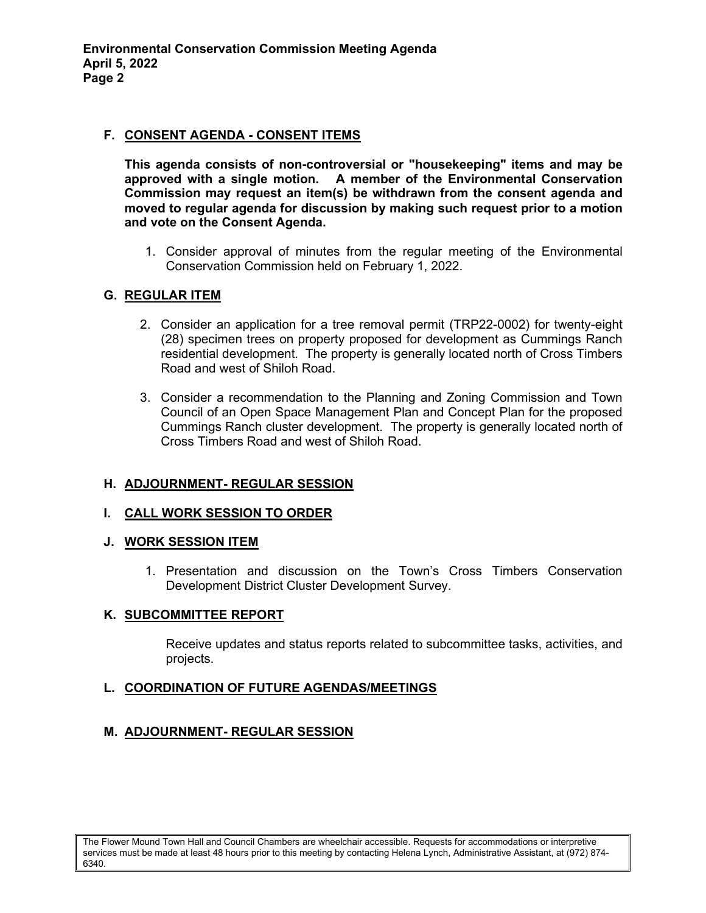## F. CONSENT AGENDA - CONSENT ITEMS

**This agenda consists of non-controversial or "housekeeping" items and may be approved with a single motion. A member of the Environmental Conservation Commission may request an item(s) be withdrawn from the consent agenda and moved to regular agenda for discussion by making such request prior to a motion and vote on the Consent Agenda.**

1. Consider approval of minutes from the regular meeting of the Environmental Conservation Commission held on February 1, 2022.

## G. REGULAR ITEM

2. Consider an application for a tree removal permit (TRP22-0002) for twenty-eight (28) specimen trees on property proposed for development as Cummings Ranch residential development. The property is generally located north of Cross Timbers Road and west of Shiloh Road.

3. Consider a recommendation to the Planning and Zoning Commission and Town Council of an Open Space Management Plan and Concept Plan for the proposed Cummings Ranch cluster development. The property is generally located north of Cross Timbers Road and west of Shiloh Road.

## H. ADJOURNMENT- REGULAR SESSION

## I. CALL WORK SESSION TO ORDER

## J. WORK SESSION ITEM

1. Presentation and discussion on the Town's Cross Timbers Conservation Development District Cluster Development Survey.

## K. SUBCOMMITTEE REPORT

Receive updates and status reports related to subcommittee tasks, activities, and projects.

## L. COORDINATION OF FUTURE AGENDAS/MEETINGS

## M. ADJOURNMENT- REGULAR SESSION

The Flower Mound Town Hall and Council Chambers are wheelchair accessible. Requests for accommodations or interpretive services must be made at least 48 hours prior to this meeting by contacting Helena Lynch, Administrative Assistant, at (972) 874-6340.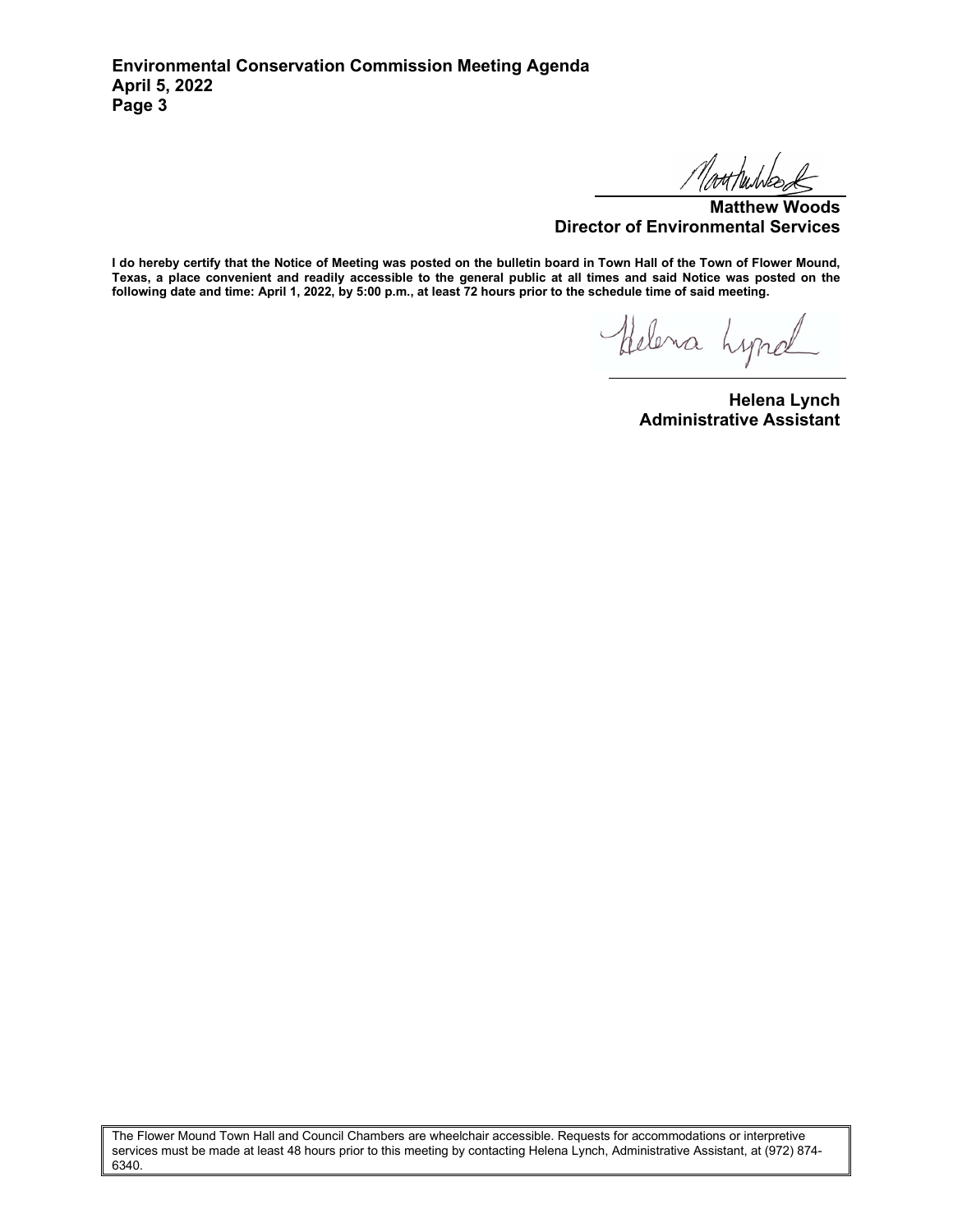**Matthew Woods**
**Director of Environmental Services**

**I do hereby certify that the Notice of Meeting was posted on the bulletin board in Town Hall of the Town of Flower Mound, Texas, a place convenient and readily accessible to the general public at all times and said Notice was posted on the following date and time: April 1, 2022, by 5:00 p.m., at least 72 hours prior to the schedule time of said meeting.**

**Helena Lynch**
**Administrative Assistant**

The Flower Mound Town Hall and Council Chambers are wheelchair accessible. Requests for accommodations or interpretive services must be made at least 48 hours prior to this meeting by contacting Helena Lynch, Administrative Assistant, at (972) 874-6340.